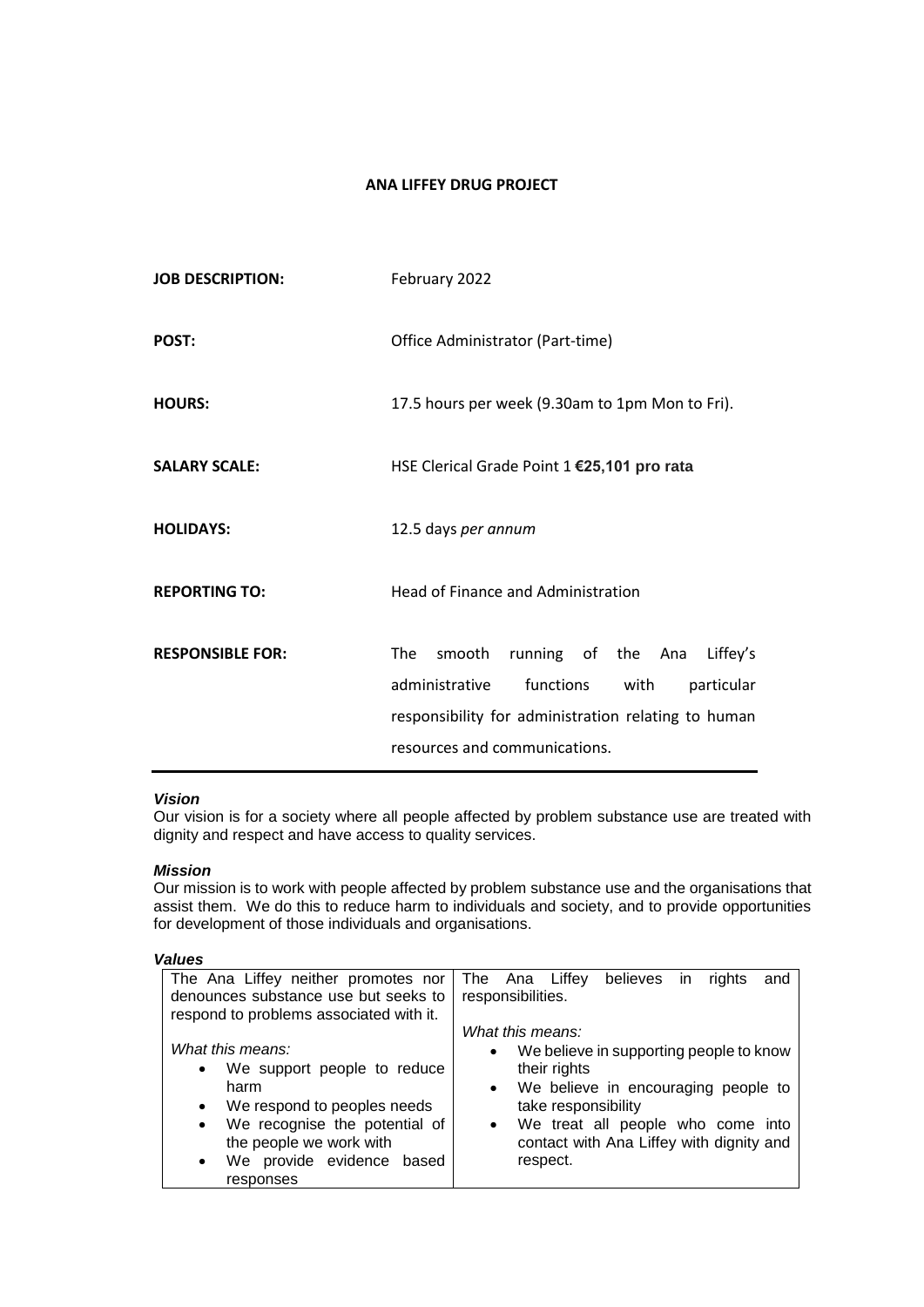# ANA LIFFEY DRUG PROJECT

| | |
|---|---|
| **JOB DESCRIPTION:** | February 2022 |
| **POST:** | Office Administrator (Part-time) |
| **HOURS:** | 17.5 hours per week (9.30am to 1pm Mon to Fri). |
| **SALARY SCALE:** | HSE Clerical Grade Point 1 **€25,101 pro rata** |
| **HOLIDAYS:** | 12.5 days *per annum* |
| **REPORTING TO:** | Head of Finance and Administration |
| **RESPONSIBLE FOR:** | The smooth running of the Ana Liffey's administrative functions with particular responsibility for administration relating to human resources and communications. |

***Vision***

Our vision is for a society where all people affected by problem substance use are treated with dignity and respect and have access to quality services.

***Mission***

Our mission is to work with people affected by problem substance use and the organisations that assist them. We do this to reduce harm to individuals and society, and to provide opportunities for development of those individuals and organisations.

***Values***

| The Ana Liffey neither promotes nor denounces substance use but seeks to respond to problems associated with it. | The Ana Liffey believes in rights and responsibilities. |
|---|---|
| *What this means:*<br>• We support people to reduce harm<br>• We respond to peoples needs<br>• We recognise the potential of the people we work with<br>• We provide evidence based responses | *What this means:*<br>• We believe in supporting people to know their rights<br>• We believe in encouraging people to take responsibility<br>• We treat all people who come into contact with Ana Liffey with dignity and respect. |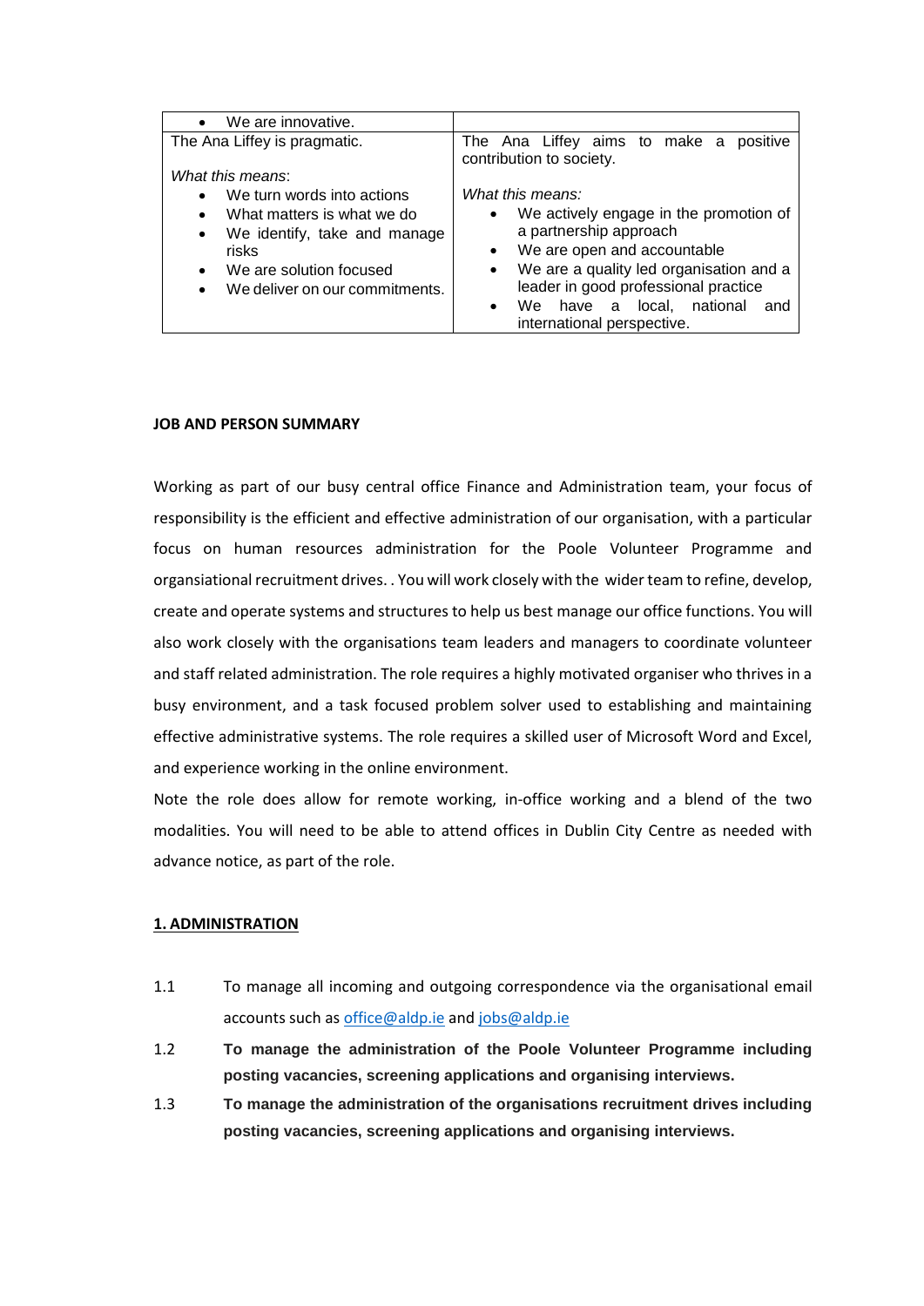| • We are innovative. | |
| --- | --- |
| The Ana Liffey is pragmatic.<br><br>*What this means*:<br>• We turn words into actions<br>• What matters is what we do<br>• We identify, take and manage risks<br>• We are solution focused<br>• We deliver on our commitments. | The Ana Liffey aims to make a positive contribution to society.<br><br>*What this means:*<br>• We actively engage in the promotion of a partnership approach<br>• We are open and accountable<br>• We are a quality led organisation and a leader in good professional practice<br>• We have a local, national and international perspective. |

**JOB AND PERSON SUMMARY**

Working as part of our busy central office Finance and Administration team, your focus of responsibility is the efficient and effective administration of our organisation, with a particular focus on human resources administration for the Poole Volunteer Programme and organsiational recruitment drives. . You will work closely with the wider team to refine, develop, create and operate systems and structures to help us best manage our office functions. You will also work closely with the organisations team leaders and managers to coordinate volunteer and staff related administration. The role requires a highly motivated organiser who thrives in a busy environment, and a task focused problem solver used to establishing and maintaining effective administrative systems. The role requires a skilled user of Microsoft Word and Excel, and experience working in the online environment.

Note the role does allow for remote working, in-office working and a blend of the two modalities. You will need to be able to attend offices in Dublin City Centre as needed with advance notice, as part of the role.

## 1. ADMINISTRATION

1.1 To manage all incoming and outgoing correspondence via the organisational email accounts such as office@aldp.ie and jobs@aldp.ie

1.2 **To manage the administration of the Poole Volunteer Programme including posting vacancies, screening applications and organising interviews.**

1.3 **To manage the administration of the organisations recruitment drives including posting vacancies, screening applications and organising interviews.**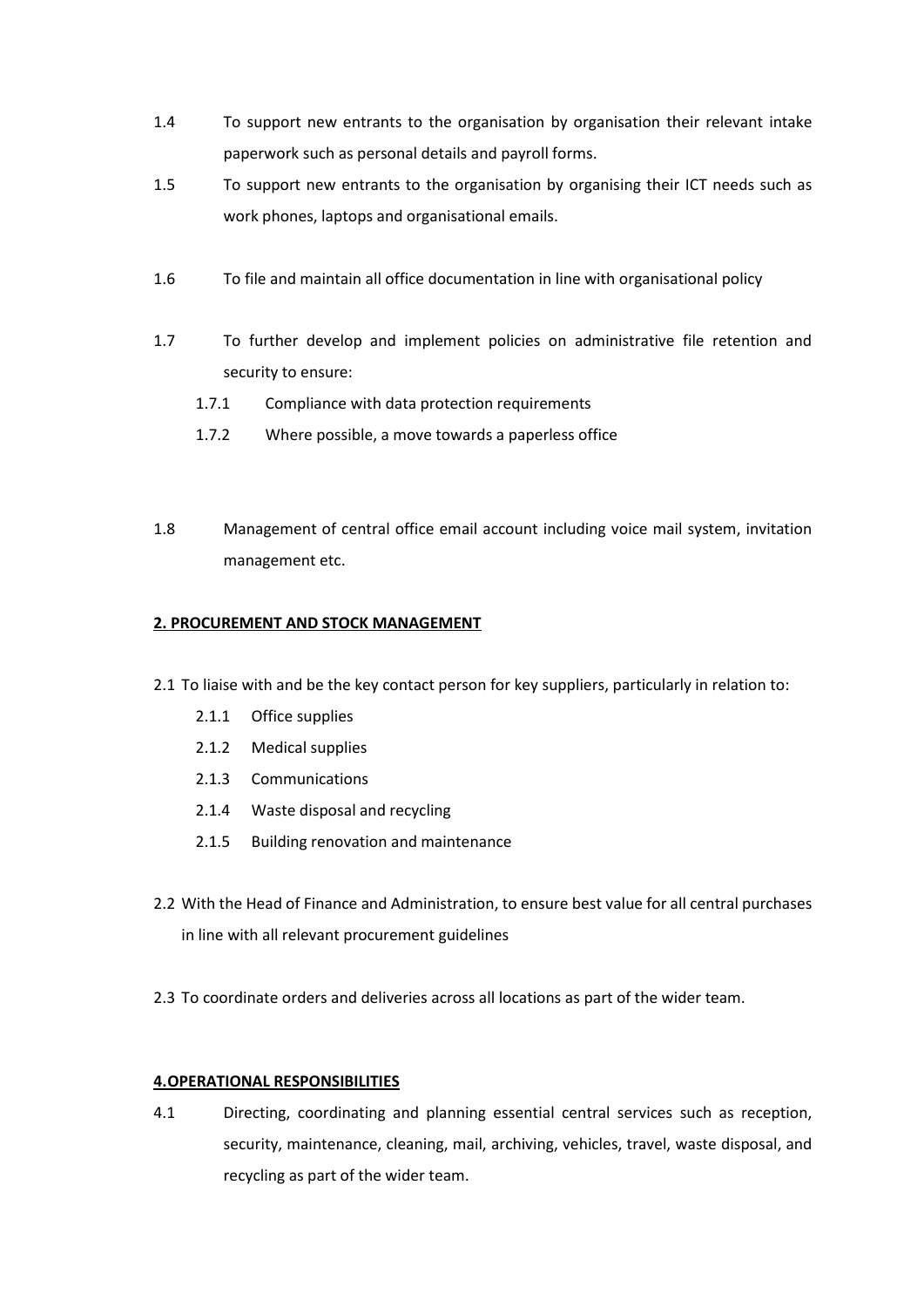1.4 To support new entrants to the organisation by organisation their relevant intake paperwork such as personal details and payroll forms.

1.5 To support new entrants to the organisation by organising their ICT needs such as work phones, laptops and organisational emails.

1.6 To file and maintain all office documentation in line with organisational policy

1.7 To further develop and implement policies on administrative file retention and security to ensure:

- 1.7.1 Compliance with data protection requirements
- 1.7.2 Where possible, a move towards a paperless office

1.8 Management of central office email account including voice mail system, invitation management etc.

**2. PROCUREMENT AND STOCK MANAGEMENT**

2.1 To liaise with and be the key contact person for key suppliers, particularly in relation to:

- 2.1.1 Office supplies
- 2.1.2 Medical supplies
- 2.1.3 Communications
- 2.1.4 Waste disposal and recycling
- 2.1.5 Building renovation and maintenance

2.2 With the Head of Finance and Administration, to ensure best value for all central purchases in line with all relevant procurement guidelines

2.3 To coordinate orders and deliveries across all locations as part of the wider team.

**4. OPERATIONAL RESPONSIBILITIES**

4.1 Directing, coordinating and planning essential central services such as reception, security, maintenance, cleaning, mail, archiving, vehicles, travel, waste disposal, and recycling as part of the wider team.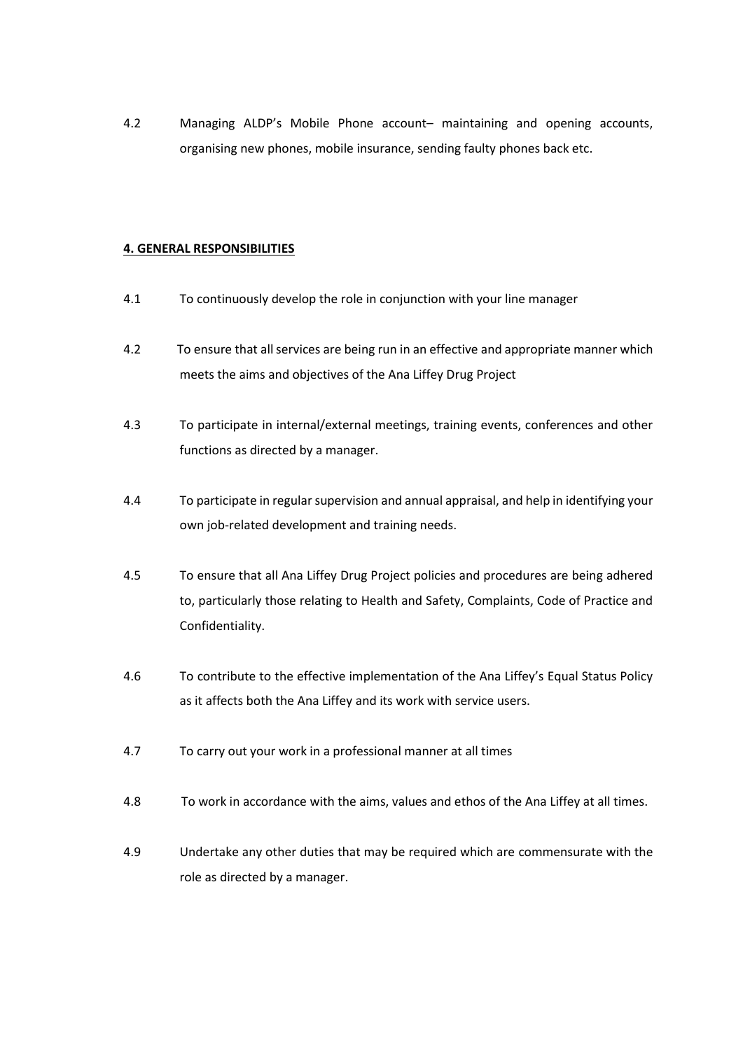4.2 Managing ALDP's Mobile Phone account– maintaining and opening accounts, organising new phones, mobile insurance, sending faulty phones back etc.

**4. GENERAL RESPONSIBILITIES**

4.1 To continuously develop the role in conjunction with your line manager

4.2 To ensure that all services are being run in an effective and appropriate manner which meets the aims and objectives of the Ana Liffey Drug Project

4.3 To participate in internal/external meetings, training events, conferences and other functions as directed by a manager.

4.4 To participate in regular supervision and annual appraisal, and help in identifying your own job-related development and training needs.

4.5 To ensure that all Ana Liffey Drug Project policies and procedures are being adhered to, particularly those relating to Health and Safety, Complaints, Code of Practice and Confidentiality.

4.6 To contribute to the effective implementation of the Ana Liffey's Equal Status Policy as it affects both the Ana Liffey and its work with service users.

4.7 To carry out your work in a professional manner at all times

4.8 To work in accordance with the aims, values and ethos of the Ana Liffey at all times.

4.9 Undertake any other duties that may be required which are commensurate with the role as directed by a manager.